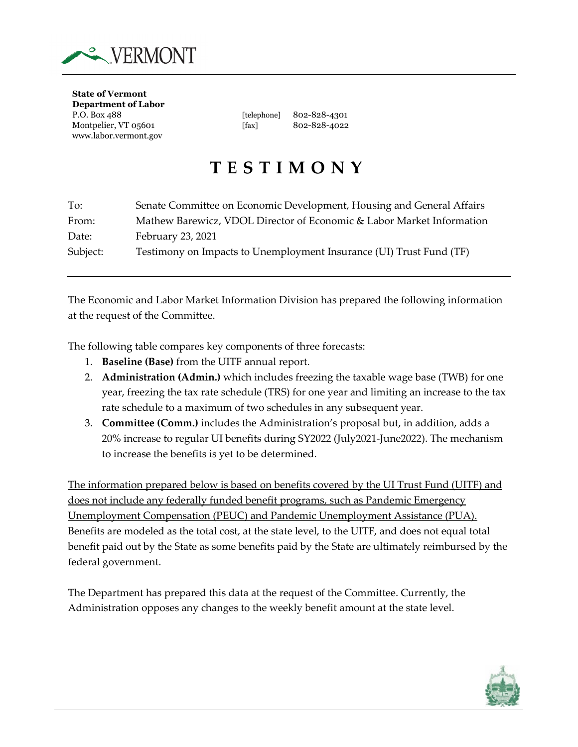**State of Vermont**
**Department of Labor**
P.O. Box 488
Montpelier, VT 05601
www.labor.vermont.gov

[telephone] 802-828-4301
[fax] 802-828-4022

# T E S T I M O N Y

| | |
|---|---|
| To: | Senate Committee on Economic Development, Housing and General Affairs |
| From: | Mathew Barewicz, VDOL Director of Economic & Labor Market Information |
| Date: | February 23, 2021 |
| Subject: | Testimony on Impacts to Unemployment Insurance (UI) Trust Fund (TF) |

The Economic and Labor Market Information Division has prepared the following information at the request of the Committee.

The following table compares key components of three forecasts:

1. **Baseline (Base)** from the UITF annual report.
2. **Administration (Admin.)** which includes freezing the taxable wage base (TWB) for one year, freezing the tax rate schedule (TRS) for one year and limiting an increase to the tax rate schedule to a maximum of two schedules in any subsequent year.
3. **Committee (Comm.)** includes the Administration's proposal but, in addition, adds a 20% increase to regular UI benefits during SY2022 (July2021-June2022). The mechanism to increase the benefits is yet to be determined.

The information prepared below is based on benefits covered by the UI Trust Fund (UITF) and does not include any federally funded benefit programs, such as Pandemic Emergency Unemployment Compensation (PEUC) and Pandemic Unemployment Assistance (PUA). Benefits are modeled as the total cost, at the state level, to the UITF, and does not equal total benefit paid out by the State as some benefits paid by the State are ultimately reimbursed by the federal government.

The Department has prepared this data at the request of the Committee. Currently, the Administration opposes any changes to the weekly benefit amount at the state level.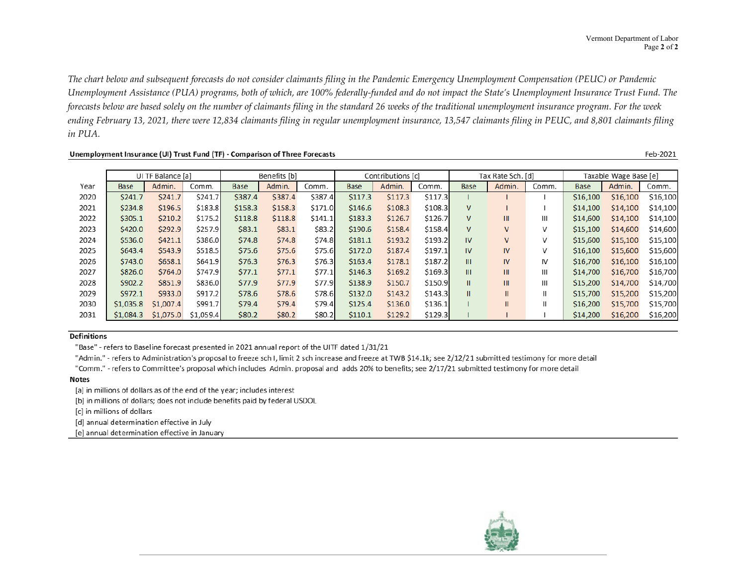*The chart below and subsequent forecasts do not consider claimants filing in the Pandemic Emergency Unemployment Compensation (PEUC) or Pandemic Unemployment Assistance (PUA) programs, both of which, are 100% federally-funded and do not impact the State's Unemployment Insurance Trust Fund. The forecasts below are based solely on the number of claimants filing in the standard 26 weeks of the traditional unemployment insurance program. For the week ending February 13, 2021, there were 12,834 claimants filing in regular unemployment insurance, 13,547 claimants filing in PEUC, and 8,801 claimants filing in PUA.*

**Unemployment Insurance (UI) Trust Fund (TF) - Comparison of Three Forecasts** Feb-2021

| | UI TF Balance [a] | | | Benefits [b] | | | Contributions [c] | | | Tax Rate Sch. [d] | | | Taxable Wage Base [e] | | |
|---|---|---|---|---|---|---|---|---|---|---|---|---|---|---|---|
| Year | Base | Admin. | Comm. | Base | Admin. | Comm. | Base | Admin. | Comm. | Base | Admin. | Comm. | Base | Admin. | Comm. |
| 2020 | $241.7 | $241.7 | $241.7 | $387.4 | $387.4 | $387.4 | $117.3 | $117.3 | $117.3 | I | I | I | $16,100 | $16,100 | $16,100 |
| 2021 | $234.8 | $196.5 | $183.8 | $158.3 | $158.3 | $171.0 | $146.6 | $108.3 | $108.3 | V | I | I | $14,100 | $14,100 | $14,100 |
| 2022 | $305.1 | $210.2 | $175.2 | $118.8 | $118.8 | $141.1 | $183.3 | $126.7 | $126.7 | V | III | III | $14,600 | $14,100 | $14,100 |
| 2023 | $420.0 | $292.9 | $257.9 | $83.1 | $83.1 | $83.2 | $190.6 | $158.4 | $158.4 | V | V | V | $15,100 | $14,600 | $14,600 |
| 2024 | $536.0 | $421.1 | $386.0 | $74.8 | $74.8 | $74.8 | $181.1 | $193.2 | $193.2 | IV | V | V | $15,600 | $15,100 | $15,100 |
| 2025 | $643.4 | $543.9 | $518.5 | $75.6 | $75.6 | $75.6 | $172.0 | $187.4 | $197.1 | IV | IV | V | $16,100 | $15,600 | $15,600 |
| 2026 | $743.0 | $658.1 | $641.9 | $76.3 | $76.3 | $76.3 | $163.4 | $178.1 | $187.2 | III | IV | IV | $16,700 | $16,100 | $16,100 |
| 2027 | $826.0 | $764.0 | $747.9 | $77.1 | $77.1 | $77.1 | $146.3 | $169.2 | $169.3 | III | III | III | $14,700 | $16,700 | $16,700 |
| 2028 | $902.2 | $851.9 | $836.0 | $77.9 | $77.9 | $77.9 | $138.9 | $150.7 | $150.9 | II | III | III | $15,200 | $14,700 | $14,700 |
| 2029 | $972.1 | $933.0 | $917.2 | $78.6 | $78.6 | $78.6 | $132.0 | $143.2 | $143.3 | II | II | II | $15,700 | $15,200 | $15,200 |
| 2030 | $1,035.8 | $1,007.4 | $991.7 | $79.4 | $79.4 | $79.4 | $125.4 | $136.0 | $136.1 | I | II | II | $16,200 | $15,700 | $15,700 |
| 2031 | $1,084.3 | $1,075.0 | $1,059.4 | $80.2 | $80.2 | $80.2 | $110.1 | $129.2 | $129.3 | I | I | I | $14,200 | $16,200 | $16,200 |

**Definitions**

"Base" - refers to Baseline forecast presented in 2021 annual report of the UITF dated 1/31/21

"Admin." - refers to Administration's proposal to freeze sch I, limit 2 sch increase and freeze at TWB $14.1k; see 2/12/21 submitted testimony for more detail

"Comm." - refers to Committee's proposal which includes Admin. proposal and adds 20% to benefits; see 2/17/21 submitted testimony for more detail

**Notes**

[a] in millions of dollars as of the end of the year; includes interest

[b] in millions of dollars; does not include benefits paid by federal USDOL

[c] in millions of dollars

[d] annual determination effective in July

[e] annual determination effective in January